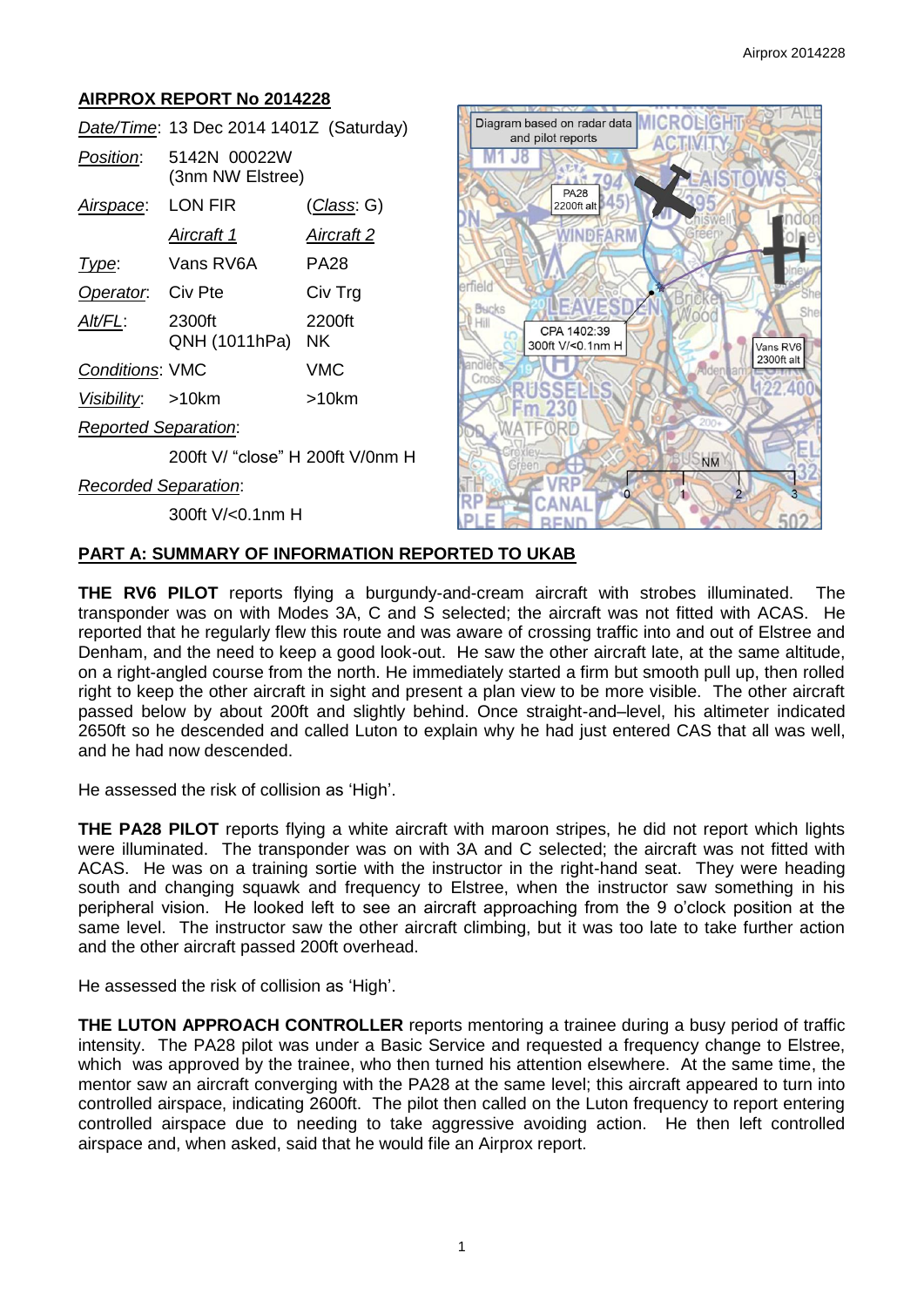## AIRPROX REPORT No 2014228

| | | |
|---|---|---|
| *Date/Time*: | 13 Dec 2014 1401Z (Saturday) | |
| *Position*: | 5142N 00022W (3nm NW Elstree) | |
| *Airspace*: | LON FIR | (*Class*: G) |
| | *Aircraft 1* | *Aircraft 2* |
| *Type*: | Vans RV6A | PA28 |
| *Operator*: | Civ Pte | Civ Trg |
| *Alt/FL*: | 2300ft QNH (1011hPa) | 2200ft NK |
| *Conditions*: | VMC | VMC |
| *Visibility*: | >10km | >10km |
| *Reported Separation*: | | |
| | 200ft V/ "close" H | 200ft V/0nm H |
| *Recorded Separation*: | | |
| | 300ft V/<0.1nm H | |

Diagram based on radar data and pilot reports

PA28 2200ft alt

CPA 1402:39 300ft V/<0.1nm H

Vans RV6 2300ft alt

### PART A: SUMMARY OF INFORMATION REPORTED TO UKAB

**THE RV6 PILOT** reports flying a burgundy-and-cream aircraft with strobes illuminated. The transponder was on with Modes 3A, C and S selected; the aircraft was not fitted with ACAS. He reported that he regularly flew this route and was aware of crossing traffic into and out of Elstree and Denham, and the need to keep a good look-out. He saw the other aircraft late, at the same altitude, on a right-angled course from the north. He immediately started a firm but smooth pull up, then rolled right to keep the other aircraft in sight and present a plan view to be more visible. The other aircraft passed below by about 200ft and slightly behind. Once straight-and–level, his altimeter indicated 2650ft so he descended and called Luton to explain why he had just entered CAS that all was well, and he had now descended.

He assessed the risk of collision as 'High'.

**THE PA28 PILOT** reports flying a white aircraft with maroon stripes, he did not report which lights were illuminated. The transponder was on with 3A and C selected; the aircraft was not fitted with ACAS. He was on a training sortie with the instructor in the right-hand seat. They were heading south and changing squawk and frequency to Elstree, when the instructor saw something in his peripheral vision. He looked left to see an aircraft approaching from the 9 o'clock position at the same level. The instructor saw the other aircraft climbing, but it was too late to take further action and the other aircraft passed 200ft overhead.

He assessed the risk of collision as 'High'.

**THE LUTON APPROACH CONTROLLER** reports mentoring a trainee during a busy period of traffic intensity. The PA28 pilot was under a Basic Service and requested a frequency change to Elstree, which was approved by the trainee, who then turned his attention elsewhere. At the same time, the mentor saw an aircraft converging with the PA28 at the same level; this aircraft appeared to turn into controlled airspace, indicating 2600ft. The pilot then called on the Luton frequency to report entering controlled airspace due to needing to take aggressive avoiding action. He then left controlled airspace and, when asked, said that he would file an Airprox report.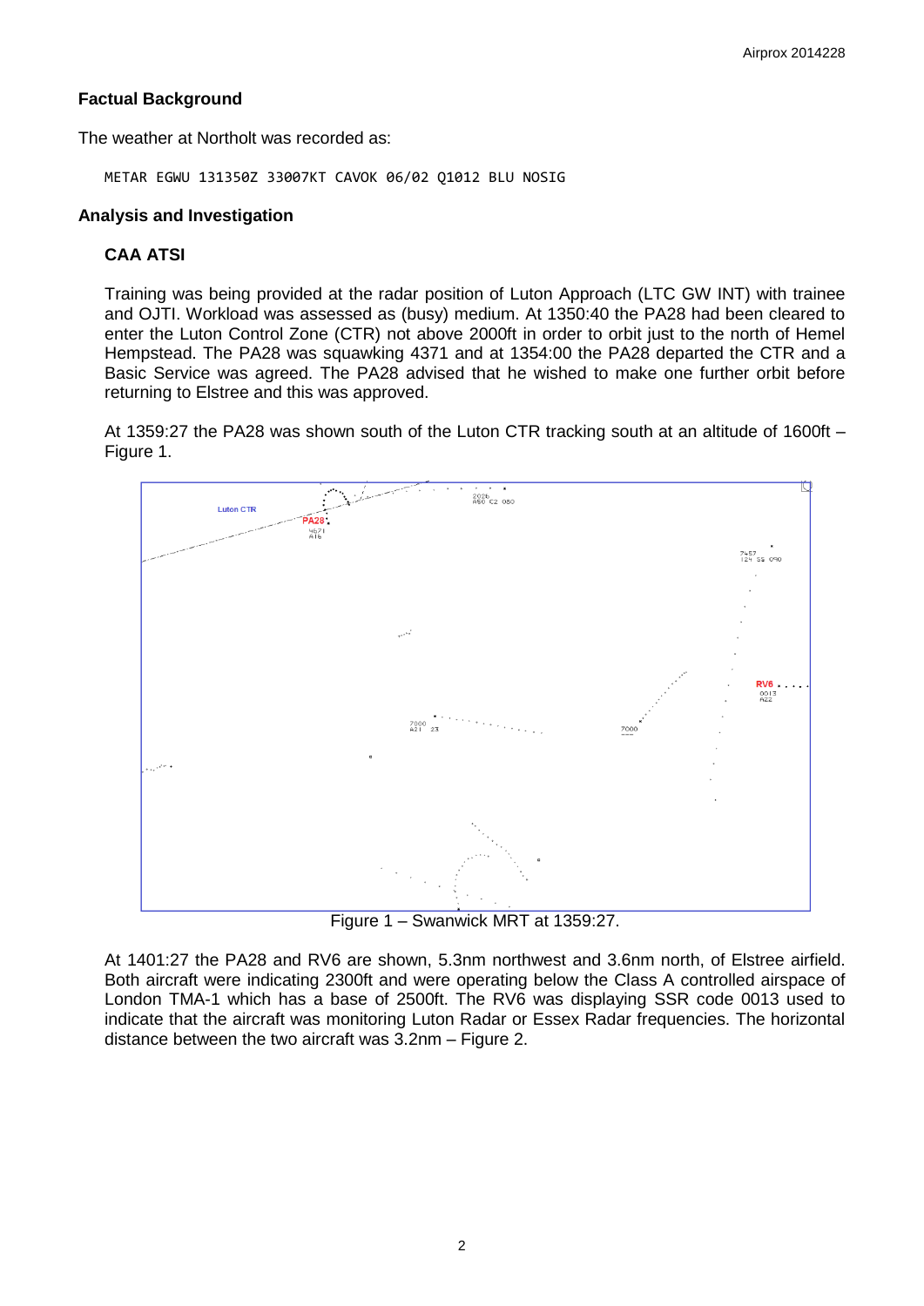## Factual Background

The weather at Northolt was recorded as:

```
METAR EGWU 131350Z 33007KT CAVOK 06/02 Q1012 BLU NOSIG
```

## Analysis and Investigation

### CAA ATSI

Training was being provided at the radar position of Luton Approach (LTC GW INT) with trainee and OJTI. Workload was assessed as (busy) medium. At 1350:40 the PA28 had been cleared to enter the Luton Control Zone (CTR) not above 2000ft in order to orbit just to the north of Hemel Hempstead. The PA28 was squawking 4371 and at 1354:00 the PA28 departed the CTR and a Basic Service was agreed. The PA28 advised that he wished to make one further orbit before returning to Elstree and this was approved.

At 1359:27 the PA28 was shown south of the Luton CTR tracking south at an altitude of 1600ft – Figure 1.

Figure 1 – Swanwick MRT at 1359:27.

At 1401:27 the PA28 and RV6 are shown, 5.3nm northwest and 3.6nm north, of Elstree airfield. Both aircraft were indicating 2300ft and were operating below the Class A controlled airspace of London TMA-1 which has a base of 2500ft. The RV6 was displaying SSR code 0013 used to indicate that the aircraft was monitoring Luton Radar or Essex Radar frequencies. The horizontal distance between the two aircraft was 3.2nm – Figure 2.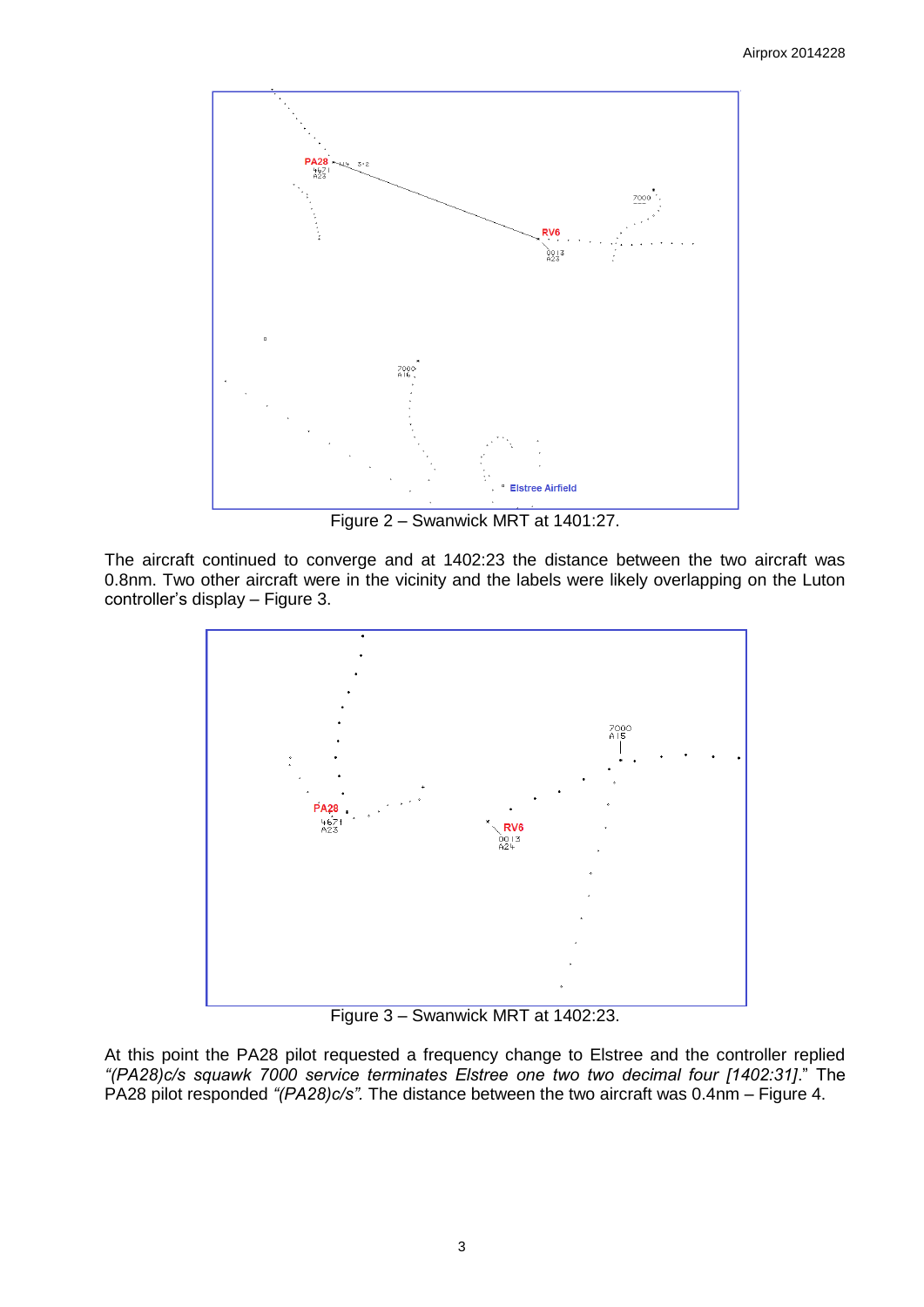Figure 2 – Swanwick MRT at 1401:27.

The aircraft continued to converge and at 1402:23 the distance between the two aircraft was 0.8nm. Two other aircraft were in the vicinity and the labels were likely overlapping on the Luton controller's display – Figure 3.

Figure 3 – Swanwick MRT at 1402:23.

At this point the PA28 pilot requested a frequency change to Elstree and the controller replied *"(PA28)c/s squawk 7000 service terminates Elstree one two two decimal four [1402:31]*." The PA28 pilot responded *"(PA28)c/s".* The distance between the two aircraft was 0.4nm – Figure 4.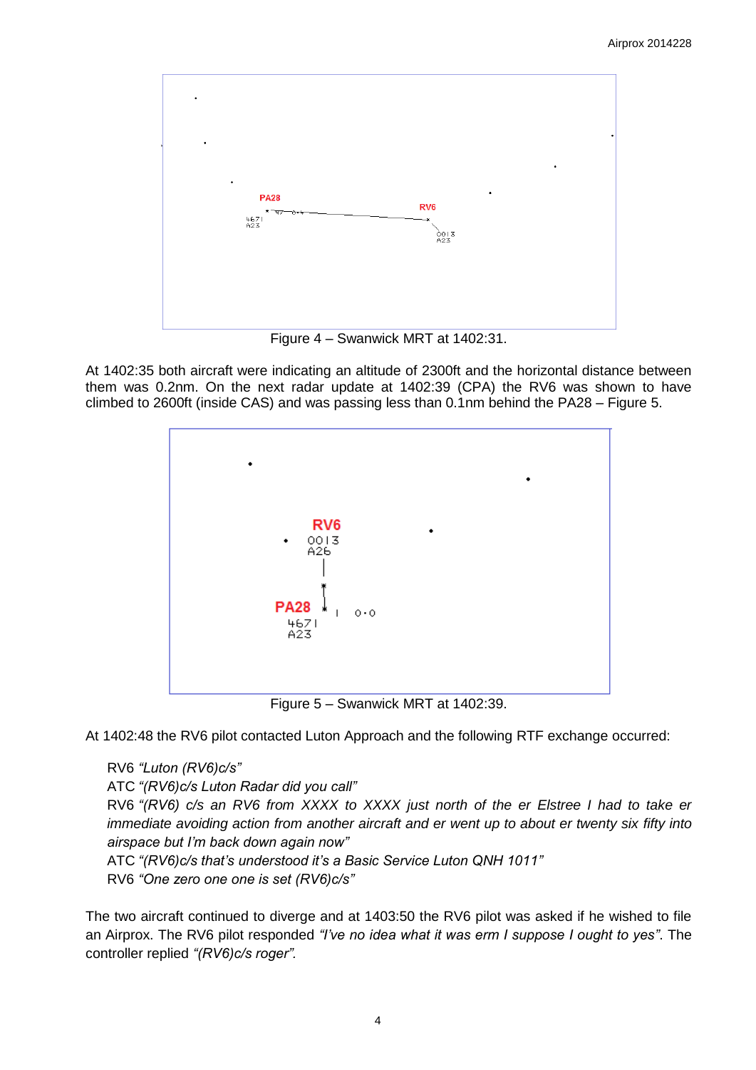Figure 4 – Swanwick MRT at 1402:31.

At 1402:35 both aircraft were indicating an altitude of 2300ft and the horizontal distance between them was 0.2nm. On the next radar update at 1402:39 (CPA) the RV6 was shown to have climbed to 2600ft (inside CAS) and was passing less than 0.1nm behind the PA28 – Figure 5.

Figure 5 – Swanwick MRT at 1402:39.

At 1402:48 the RV6 pilot contacted Luton Approach and the following RTF exchange occurred:

RV6 *“Luton (RV6)c/s”*
ATC *“(RV6)c/s Luton Radar did you call”*
RV6 *“(RV6) c/s an RV6 from XXXX to XXXX just north of the er Elstree I had to take er immediate avoiding action from another aircraft and er went up to about er twenty six fifty into airspace but I’m back down again now”*
ATC *“(RV6)c/s that’s understood it’s a Basic Service Luton QNH 1011”*
RV6 *“One zero one one is set (RV6)c/s”*

The two aircraft continued to diverge and at 1403:50 the RV6 pilot was asked if he wished to file an Airprox. The RV6 pilot responded *“I’ve no idea what it was erm I suppose I ought to yes”*. The controller replied *“(RV6)c/s roger”*.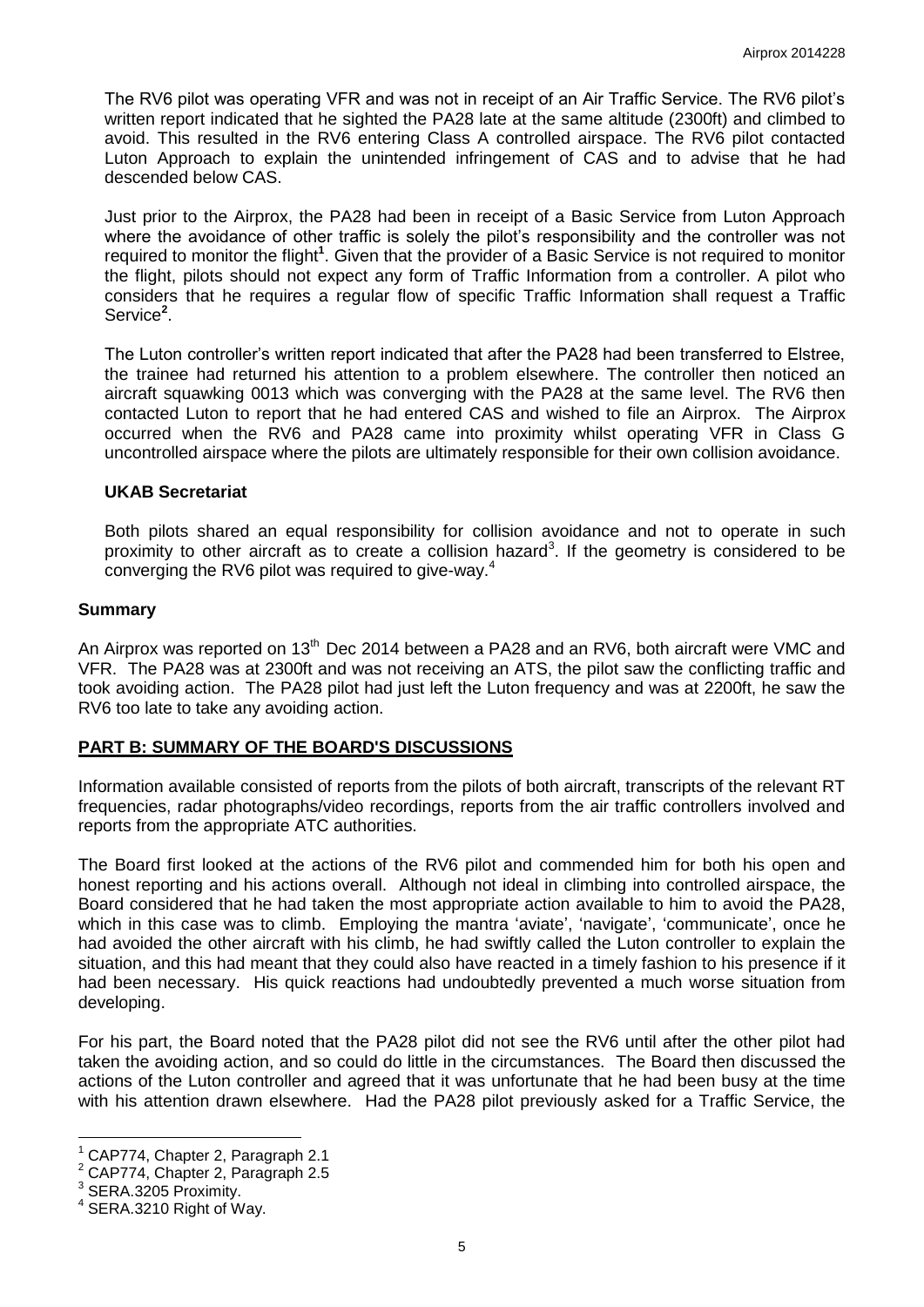The RV6 pilot was operating VFR and was not in receipt of an Air Traffic Service. The RV6 pilot's written report indicated that he sighted the PA28 late at the same altitude (2300ft) and climbed to avoid. This resulted in the RV6 entering Class A controlled airspace. The RV6 pilot contacted Luton Approach to explain the unintended infringement of CAS and to advise that he had descended below CAS.

Just prior to the Airprox, the PA28 had been in receipt of a Basic Service from Luton Approach where the avoidance of other traffic is solely the pilot's responsibility and the controller was not required to monitor the flight[1]. Given that the provider of a Basic Service is not required to monitor the flight, pilots should not expect any form of Traffic Information from a controller. A pilot who considers that he requires a regular flow of specific Traffic Information shall request a Traffic Service[2].

The Luton controller's written report indicated that after the PA28 had been transferred to Elstree, the trainee had returned his attention to a problem elsewhere. The controller then noticed an aircraft squawking 0013 which was converging with the PA28 at the same level. The RV6 then contacted Luton to report that he had entered CAS and wished to file an Airprox. The Airprox occurred when the RV6 and PA28 came into proximity whilst operating VFR in Class G uncontrolled airspace where the pilots are ultimately responsible for their own collision avoidance.

### UKAB Secretariat

Both pilots shared an equal responsibility for collision avoidance and not to operate in such proximity to other aircraft as to create a collision hazard[3]. If the geometry is considered to be converging the RV6 pilot was required to give-way.[4]

## Summary

An Airprox was reported on 13th Dec 2014 between a PA28 and an RV6, both aircraft were VMC and VFR. The PA28 was at 2300ft and was not receiving an ATS, the pilot saw the conflicting traffic and took avoiding action. The PA28 pilot had just left the Luton frequency and was at 2200ft, he saw the RV6 too late to take any avoiding action.

## PART B: SUMMARY OF THE BOARD'S DISCUSSIONS

Information available consisted of reports from the pilots of both aircraft, transcripts of the relevant RT frequencies, radar photographs/video recordings, reports from the air traffic controllers involved and reports from the appropriate ATC authorities.

The Board first looked at the actions of the RV6 pilot and commended him for both his open and honest reporting and his actions overall. Although not ideal in climbing into controlled airspace, the Board considered that he had taken the most appropriate action available to him to avoid the PA28, which in this case was to climb. Employing the mantra 'aviate', 'navigate', 'communicate', once he had avoided the other aircraft with his climb, he had swiftly called the Luton controller to explain the situation, and this had meant that they could also have reacted in a timely fashion to his presence if it had been necessary. His quick reactions had undoubtedly prevented a much worse situation from developing.

For his part, the Board noted that the PA28 pilot did not see the RV6 until after the other pilot had taken the avoiding action, and so could do little in the circumstances. The Board then discussed the actions of the Luton controller and agreed that it was unfortunate that he had been busy at the time with his attention drawn elsewhere. Had the PA28 pilot previously asked for a Traffic Service, the

---

[1] CAP774, Chapter 2, Paragraph 2.1

[2] CAP774, Chapter 2, Paragraph 2.5

[3] SERA.3205 Proximity.

[4] SERA.3210 Right of Way.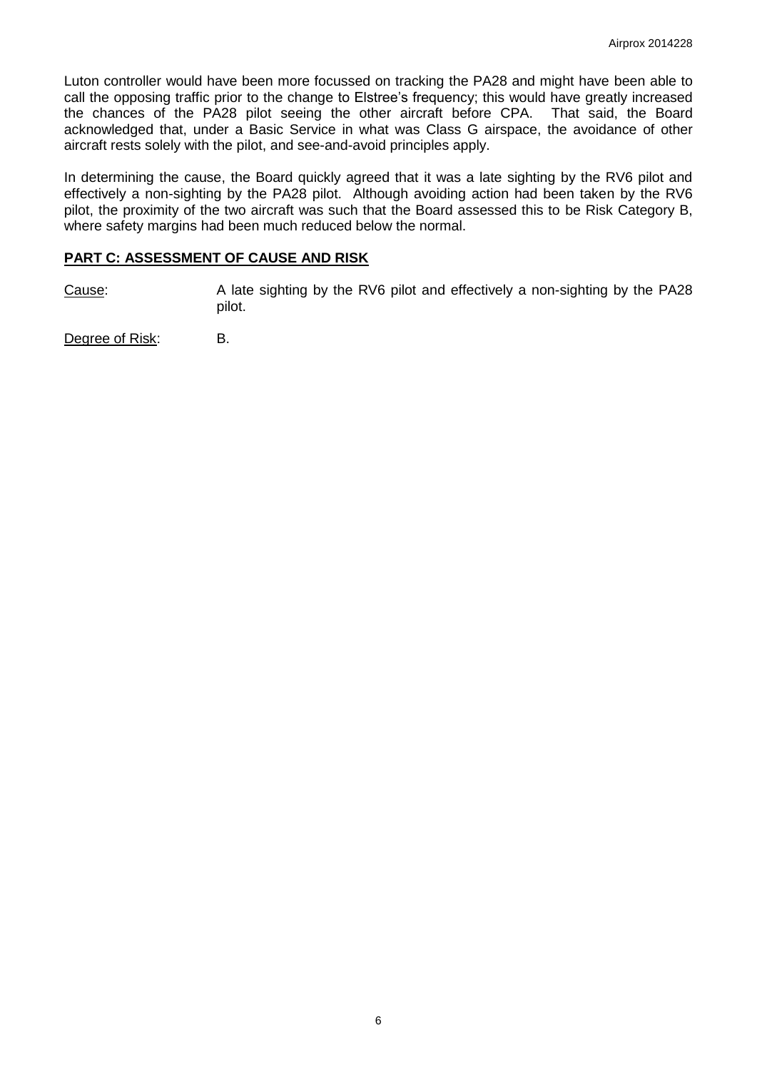Luton controller would have been more focussed on tracking the PA28 and might have been able to call the opposing traffic prior to the change to Elstree's frequency; this would have greatly increased the chances of the PA28 pilot seeing the other aircraft before CPA. That said, the Board acknowledged that, under a Basic Service in what was Class G airspace, the avoidance of other aircraft rests solely with the pilot, and see-and-avoid principles apply.

In determining the cause, the Board quickly agreed that it was a late sighting by the RV6 pilot and effectively a non-sighting by the PA28 pilot. Although avoiding action had been taken by the RV6 pilot, the proximity of the two aircraft was such that the Board assessed this to be Risk Category B, where safety margins had been much reduced below the normal.

## PART C: ASSESSMENT OF CAUSE AND RISK

Cause: A late sighting by the RV6 pilot and effectively a non-sighting by the PA28 pilot.

Degree of Risk: B.